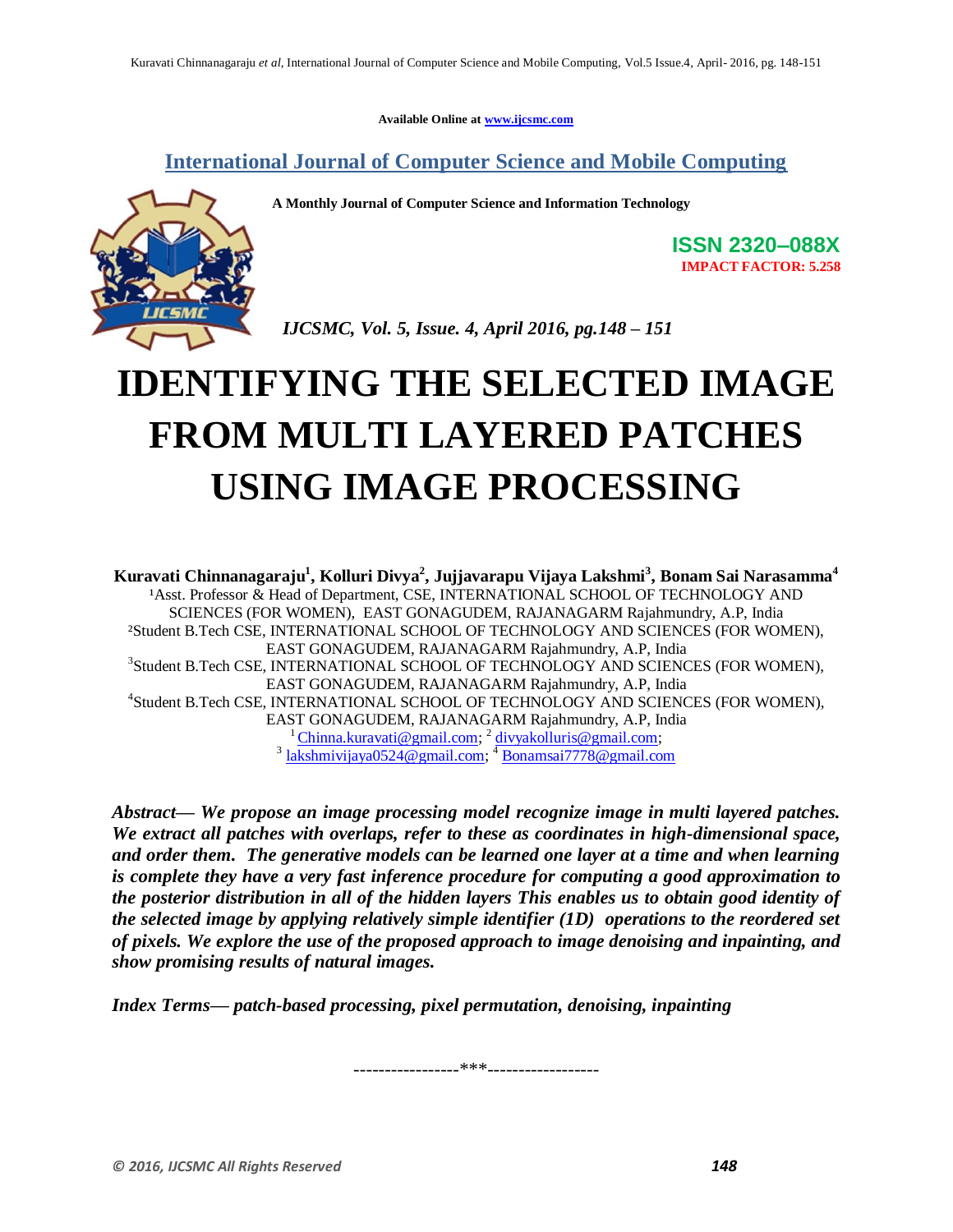Available Online at www.ijcsmc.com

## International Journal of Computer Science and Mobile Computing

**A Monthly Journal of Computer Science and Information Technology**

**ISSN 2320–088X**
**IMPACT FACTOR: 5.258**

*IJCSMC, Vol. 5, Issue. 4, April 2016, pg.148 – 151*

# IDENTIFYING THE SELECTED IMAGE FROM MULTI LAYERED PATCHES USING IMAGE PROCESSING

**Kuravati Chinnanagaraju[1], Kolluri Divya[2], Jujjavarapu Vijaya Lakshmi[3], Bonam Sai Narasamma[4]**

[1]Asst. Professor & Head of Department, CSE, INTERNATIONAL SCHOOL OF TECHNOLOGY AND SCIENCES (FOR WOMEN), EAST GONAGUDEM, RAJANAGARM Rajahmundry, A.P, India

[2]Student B.Tech CSE, INTERNATIONAL SCHOOL OF TECHNOLOGY AND SCIENCES (FOR WOMEN), EAST GONAGUDEM, RAJANAGARM Rajahmundry, A.P, India

[3]Student B.Tech CSE, INTERNATIONAL SCHOOL OF TECHNOLOGY AND SCIENCES (FOR WOMEN), EAST GONAGUDEM, RAJANAGARM Rajahmundry, A.P, India

[4]Student B.Tech CSE, INTERNATIONAL SCHOOL OF TECHNOLOGY AND SCIENCES (FOR WOMEN), EAST GONAGUDEM, RAJANAGARM Rajahmundry, A.P, India

[1] Chinna.kuravati@gmail.com; [2] divyakolluris@gmail.com; [3] lakshmivijaya0524@gmail.com; [4] Bonamsai7778@gmail.com

***Abstract— We propose an image processing model recognize image in multi layered patches. We extract all patches with overlaps, refer to these as coordinates in high-dimensional space, and order them. The generative models can be learned one layer at a time and when learning is complete they have a very fast inference procedure for computing a good approximation to the posterior distribution in all of the hidden layers This enables us to obtain good identity of the selected image by applying relatively simple identifier (1D) operations to the reordered set of pixels. We explore the use of the proposed approach to image denoising and inpainting, and show promising results of natural images.***

***Index Terms— patch-based processing, pixel permutation, denoising, inpainting***

-----------------***-----------------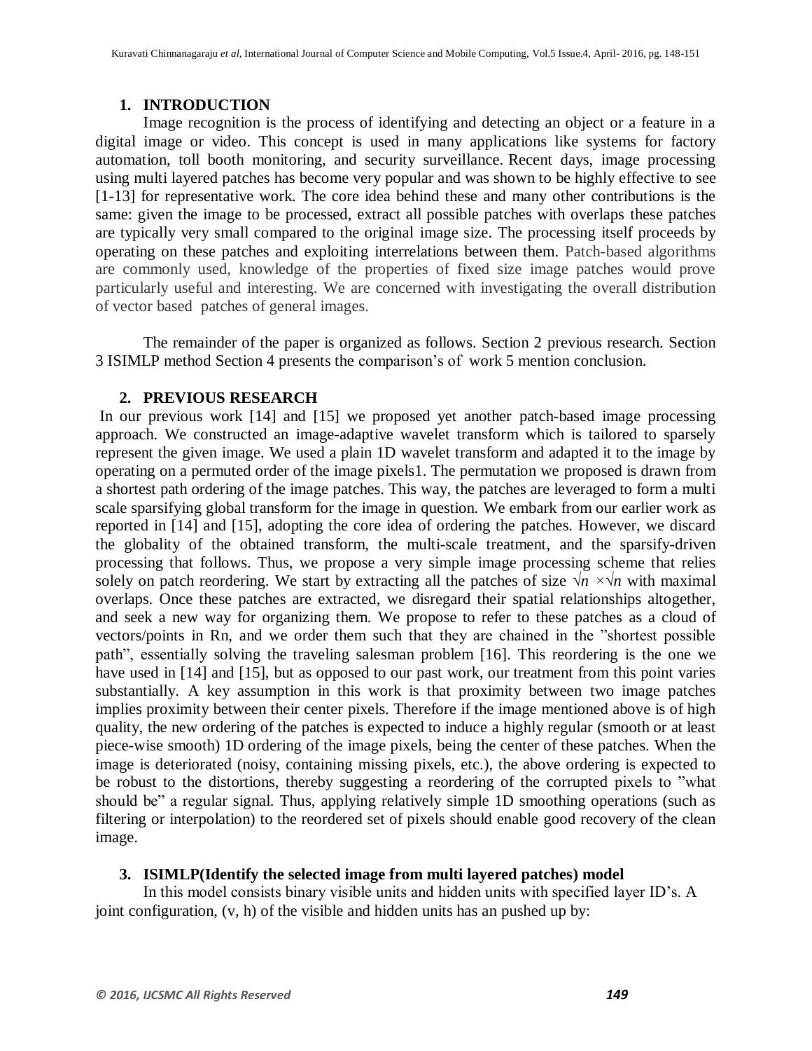## 1. INTRODUCTION

Image recognition is the process of identifying and detecting an object or a feature in a digital image or video. This concept is used in many applications like systems for factory automation, toll booth monitoring, and security surveillance. Recent days, image processing using multi layered patches has become very popular and was shown to be highly effective to see [1-13] for representative work. The core idea behind these and many other contributions is the same: given the image to be processed, extract all possible patches with overlaps these patches are typically very small compared to the original image size. The processing itself proceeds by operating on these patches and exploiting interrelations between them. Patch-based algorithms are commonly used, knowledge of the properties of fixed size image patches would prove particularly useful and interesting. We are concerned with investigating the overall distribution of vector based patches of general images.

The remainder of the paper is organized as follows. Section 2 previous research. Section 3 ISIMLP method Section 4 presents the comparison's of work 5 mention conclusion.

## 2. PREVIOUS RESEARCH

In our previous work [14] and [15] we proposed yet another patch-based image processing approach. We constructed an image-adaptive wavelet transform which is tailored to sparsely represent the given image. We used a plain 1D wavelet transform and adapted it to the image by operating on a permuted order of the image pixels1. The permutation we proposed is drawn from a shortest path ordering of the image patches. This way, the patches are leveraged to form a multi scale sparsifying global transform for the image in question. We embark from our earlier work as reported in [14] and [15], adopting the core idea of ordering the patches. However, we discard the globality of the obtained transform, the multi-scale treatment, and the sparsify-driven processing that follows. Thus, we propose a very simple image processing scheme that relies solely on patch reordering. We start by extracting all the patches of size $\sqrt{n} \times \sqrt{n}$ with maximal overlaps. Once these patches are extracted, we disregard their spatial relationships altogether, and seek a new way for organizing them. We propose to refer to these patches as a cloud of vectors/points in Rn, and we order them such that they are chained in the "shortest possible path", essentially solving the traveling salesman problem [16]. This reordering is the one we have used in [14] and [15], but as opposed to our past work, our treatment from this point varies substantially. A key assumption in this work is that proximity between two image patches implies proximity between their center pixels. Therefore if the image mentioned above is of high quality, the new ordering of the patches is expected to induce a highly regular (smooth or at least piece-wise smooth) 1D ordering of the image pixels, being the center of these patches. When the image is deteriorated (noisy, containing missing pixels, etc.), the above ordering is expected to be robust to the distortions, thereby suggesting a reordering of the corrupted pixels to "what should be" a regular signal. Thus, applying relatively simple 1D smoothing operations (such as filtering or interpolation) to the reordered set of pixels should enable good recovery of the clean image.

## 3. ISIMLP(Identify the selected image from multi layered patches) model

In this model consists binary visible units and hidden units with specified layer ID's. A joint configuration, (v, h) of the visible and hidden units has an pushed up by: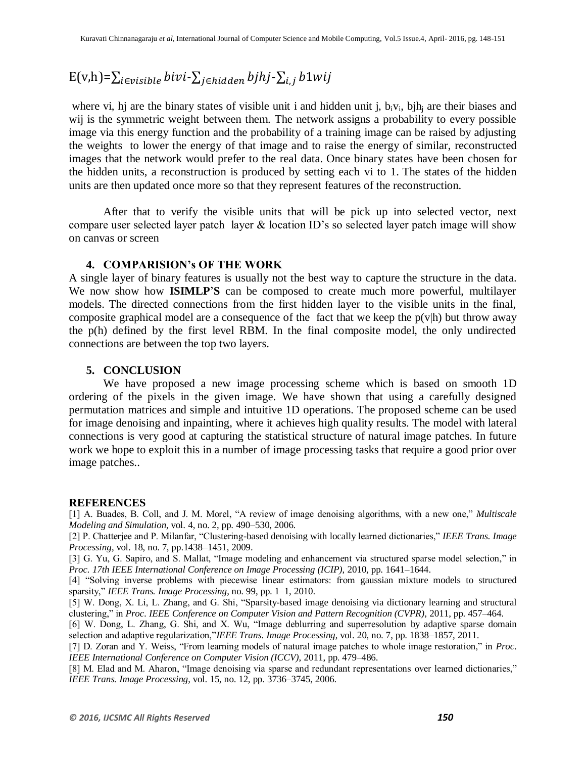$$E(v,h)=\sum_{i\in visible} bivi-\sum_{j\in hidden} bjhj-\sum_{i,j} b1wij$$

where vi, hj are the binary states of visible unit i and hidden unit j, $b_iv_i$, $bjh_j$ are their biases and wij is the symmetric weight between them. The network assigns a probability to every possible image via this energy function and the probability of a training image can be raised by adjusting the weights to lower the energy of that image and to raise the energy of similar, reconstructed images that the network would prefer to the real data. Once binary states have been chosen for the hidden units, a reconstruction is produced by setting each vi to 1. The states of the hidden units are then updated once more so that they represent features of the reconstruction.

After that to verify the visible units that will be pick up into selected vector, next compare user selected layer patch layer & location ID's so selected layer patch image will show on canvas or screen

## 4. COMPARISION's OF THE WORK

A single layer of binary features is usually not the best way to capture the structure in the data. We now show how **ISIMLP'S** can be composed to create much more powerful, multilayer models. The directed connections from the first hidden layer to the visible units in the final, composite graphical model are a consequence of the fact that we keep the p(v|h) but throw away the p(h) defined by the first level RBM. In the final composite model, the only undirected connections are between the top two layers.

## 5. CONCLUSION

We have proposed a new image processing scheme which is based on smooth 1D ordering of the pixels in the given image. We have shown that using a carefully designed permutation matrices and simple and intuitive 1D operations. The proposed scheme can be used for image denoising and inpainting, where it achieves high quality results. The model with lateral connections is very good at capturing the statistical structure of natural image patches. In future work we hope to exploit this in a number of image processing tasks that require a good prior over image patches..

## REFERENCES

[1] A. Buades, B. Coll, and J. M. Morel, "A review of image denoising algorithms, with a new one," *Multiscale Modeling and Simulation*, vol. 4, no. 2, pp. 490–530, 2006.

[2] P. Chatterjee and P. Milanfar, "Clustering-based denoising with locally learned dictionaries," *IEEE Trans. Image Processing*, vol. 18, no. 7, pp.1438–1451, 2009.

[3] G. Yu, G. Sapiro, and S. Mallat, "Image modeling and enhancement via structured sparse model selection," in *Proc. 17th IEEE International Conference on Image Processing (ICIP)*, 2010, pp. 1641–1644.

[4] "Solving inverse problems with piecewise linear estimators: from gaussian mixture models to structured sparsity," *IEEE Trans. Image Processing*, no. 99, pp. 1–1, 2010.

[5] W. Dong, X. Li, L. Zhang, and G. Shi, "Sparsity-based image denoising via dictionary learning and structural clustering," in *Proc. IEEE Conference on Computer Vision and Pattern Recognition (CVPR)*, 2011, pp. 457–464.

[6] W. Dong, L. Zhang, G. Shi, and X. Wu, "Image deblurring and superresolution by adaptive sparse domain selection and adaptive regularization,"*IEEE Trans. Image Processing*, vol. 20, no. 7, pp. 1838–1857, 2011.

[7] D. Zoran and Y. Weiss, "From learning models of natural image patches to whole image restoration," in *Proc. IEEE International Conference on Computer Vision (ICCV)*, 2011, pp. 479–486.

[8] M. Elad and M. Aharon, "Image denoising via sparse and redundant representations over learned dictionaries," *IEEE Trans. Image Processing*, vol. 15, no. 12, pp. 3736–3745, 2006.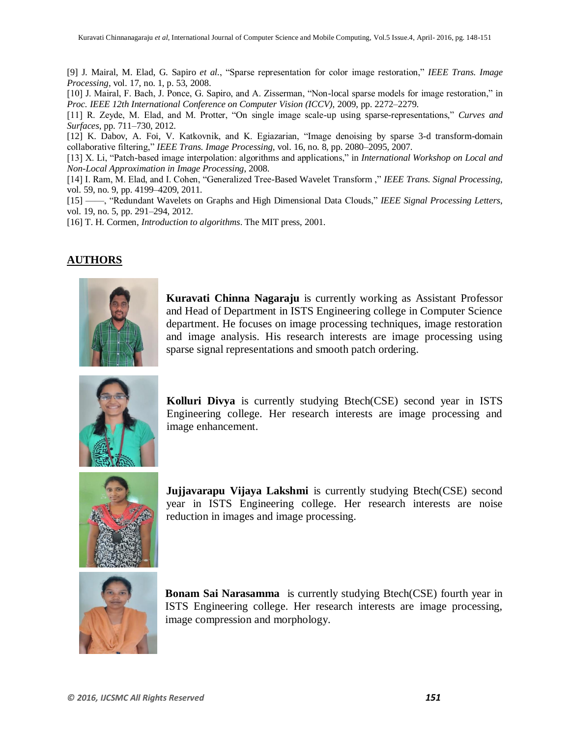[9] J. Mairal, M. Elad, G. Sapiro *et al.*, "Sparse representation for color image restoration," *IEEE Trans. Image Processing*, vol. 17, no. 1, p. 53, 2008.

[10] J. Mairal, F. Bach, J. Ponce, G. Sapiro, and A. Zisserman, "Non-local sparse models for image restoration," in *Proc. IEEE 12th International Conference on Computer Vision (ICCV)*, 2009, pp. 2272–2279.

[11] R. Zeyde, M. Elad, and M. Protter, "On single image scale-up using sparse-representations," *Curves and Surfaces*, pp. 711–730, 2012.

[12] K. Dabov, A. Foi, V. Katkovnik, and K. Egiazarian, "Image denoising by sparse 3-d transform-domain collaborative filtering," *IEEE Trans. Image Processing*, vol. 16, no. 8, pp. 2080–2095, 2007.

[13] X. Li, "Patch-based image interpolation: algorithms and applications," in *International Workshop on Local and Non-Local Approximation in Image Processing*, 2008.

[14] I. Ram, M. Elad, and I. Cohen, "Generalized Tree-Based Wavelet Transform ," *IEEE Trans. Signal Processing*, vol. 59, no. 9, pp. 4199–4209, 2011.

[15] ——, "Redundant Wavelets on Graphs and High Dimensional Data Clouds," *IEEE Signal Processing Letters*, vol. 19, no. 5, pp. 291–294, 2012.

[16] T. H. Cormen, *Introduction to algorithms*. The MIT press, 2001.

## AUTHORS

**Kuravati Chinna Nagaraju** is currently working as Assistant Professor and Head of Department in ISTS Engineering college in Computer Science department. He focuses on image processing techniques, image restoration and image analysis. His research interests are image processing using sparse signal representations and smooth patch ordering.

**Kolluri Divya** is currently studying Btech(CSE) second year in ISTS Engineering college. Her research interests are image processing and image enhancement.

**Jujjavarapu Vijaya Lakshmi** is currently studying Btech(CSE) second year in ISTS Engineering college. Her research interests are noise reduction in images and image processing.

**Bonam Sai Narasamma** is currently studying Btech(CSE) fourth year in ISTS Engineering college. Her research interests are image processing, image compression and morphology.